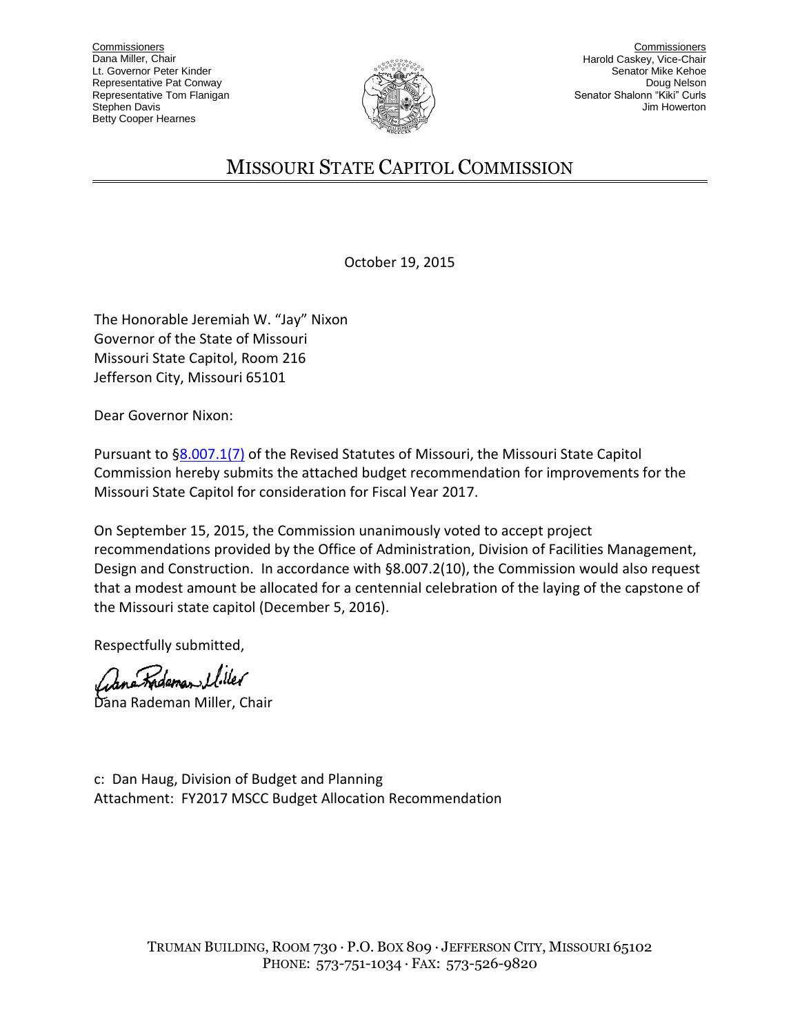Commissioners
Dana Miller, Chair
Lt. Governor Peter Kinder
Representative Pat Conway
Representative Tom Flanigan
Stephen Davis
Betty Cooper Hearnes

Commissioners
Harold Caskey, Vice-Chair
Senator Mike Kehoe
Doug Nelson
Senator Shalonn "Kiki" Curls
Jim Howerton

# MISSOURI STATE CAPITOL COMMISSION

October 19, 2015

The Honorable Jeremiah W. "Jay" Nixon
Governor of the State of Missouri
Missouri State Capitol, Room 216
Jefferson City, Missouri 65101

Dear Governor Nixon:

Pursuant to §8.007.1(7) of the Revised Statutes of Missouri, the Missouri State Capitol Commission hereby submits the attached budget recommendation for improvements for the Missouri State Capitol for consideration for Fiscal Year 2017.

On September 15, 2015, the Commission unanimously voted to accept project recommendations provided by the Office of Administration, Division of Facilities Management, Design and Construction. In accordance with §8.007.2(10), the Commission would also request that a modest amount be allocated for a centennial celebration of the laying of the capstone of the Missouri state capitol (December 5, 2016).

Respectfully submitted,

Dana Rademan Miller, Chair

c: Dan Haug, Division of Budget and Planning
Attachment: FY2017 MSCC Budget Allocation Recommendation

TRUMAN BUILDING, ROOM 730 · P.O. BOX 809 · JEFFERSON CITY, MISSOURI 65102
PHONE: 573-751-1034 · FAX: 573-526-9820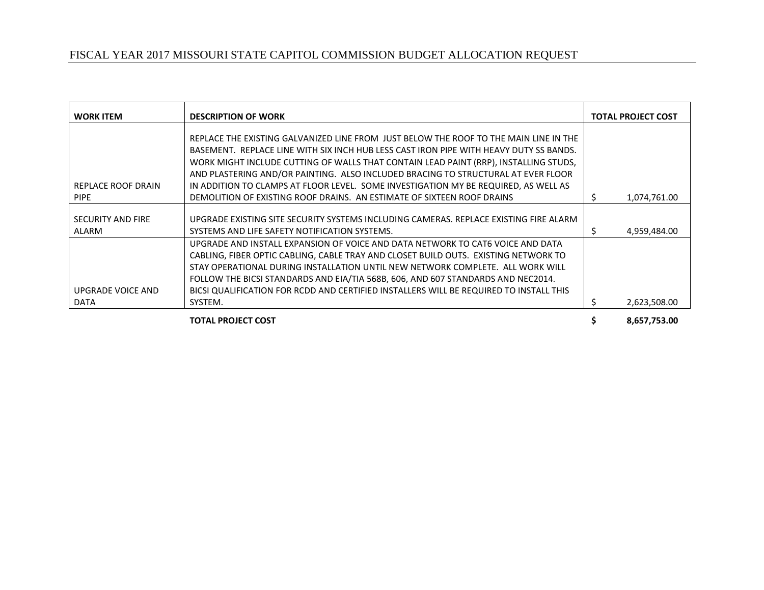# FISCAL YEAR 2017 MISSOURI STATE CAPITOL COMMISSION BUDGET ALLOCATION REQUEST

| WORK ITEM | DESCRIPTION OF WORK | TOTAL PROJECT COST |
|---|---|---|
| REPLACE ROOF DRAIN PIPE | REPLACE THE EXISTING GALVANIZED LINE FROM JUST BELOW THE ROOF TO THE MAIN LINE IN THE BASEMENT. REPLACE LINE WITH SIX INCH HUB LESS CAST IRON PIPE WITH HEAVY DUTY SS BANDS. WORK MIGHT INCLUDE CUTTING OF WALLS THAT CONTAIN LEAD PAINT (RRP), INSTALLING STUDS, AND PLASTERING AND/OR PAINTING. ALSO INCLUDED BRACING TO STRUCTURAL AT EVER FLOOR IN ADDITION TO CLAMPS AT FLOOR LEVEL. SOME INVESTIGATION MY BE REQUIRED, AS WELL AS DEMOLITION OF EXISTING ROOF DRAINS. AN ESTIMATE OF SIXTEEN ROOF DRAINS | $ 1,074,761.00 |
| SECURITY AND FIRE ALARM | UPGRADE EXISTING SITE SECURITY SYSTEMS INCLUDING CAMERAS. REPLACE EXISTING FIRE ALARM SYSTEMS AND LIFE SAFETY NOTIFICATION SYSTEMS. | $ 4,959,484.00 |
| UPGRADE VOICE AND DATA | UPGRADE AND INSTALL EXPANSION OF VOICE AND DATA NETWORK TO CAT6 VOICE AND DATA CABLING, FIBER OPTIC CABLING, CABLE TRAY AND CLOSET BUILD OUTS. EXISTING NETWORK TO STAY OPERATIONAL DURING INSTALLATION UNTIL NEW NETWORK COMPLETE. ALL WORK WILL FOLLOW THE BICSI STANDARDS AND EIA/TIA 568B, 606, AND 607 STANDARDS AND NEC2014. BICSI QUALIFICATION FOR RCDD AND CERTIFIED INSTALLERS WILL BE REQUIRED TO INSTALL THIS SYSTEM. | $ 2,623,508.00 |
| | **TOTAL PROJECT COST** | **$ 8,657,753.00** |